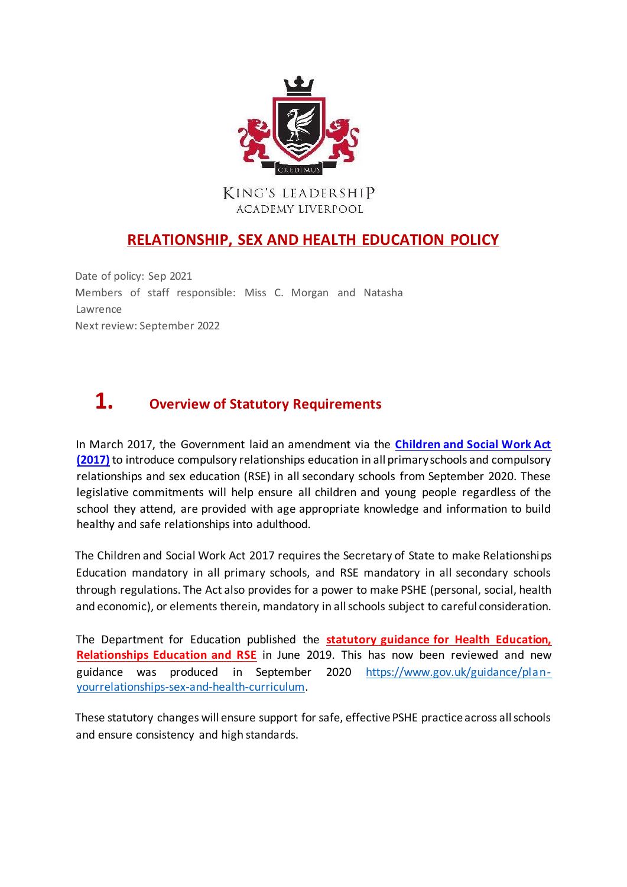KING'S LEADERSHIP ACADEMY LIVERPOOL

# RELATIONSHIP, SEX AND HEALTH EDUCATION POLICY

Date of policy: Sep 2021
Members of staff responsible: Miss C. Morgan and Natasha Lawrence
Next review: September 2022

## 1. Overview of Statutory Requirements

In March 2017, the Government laid an amendment via the **Children and Social Work Act (2017)** to introduce compulsory relationships education in all primary schools and compulsory relationships and sex education (RSE) in all secondary schools from September 2020. These legislative commitments will help ensure all children and young people regardless of the school they attend, are provided with age appropriate knowledge and information to build healthy and safe relationships into adulthood.

The Children and Social Work Act 2017 requires the Secretary of State to make Relationships Education mandatory in all primary schools, and RSE mandatory in all secondary schools through regulations. The Act also provides for a power to make PSHE (personal, social, health and economic), or elements therein, mandatory in all schools subject to careful consideration.

The Department for Education published the **statutory guidance for Health Education, Relationships Education and RSE** in June 2019. This has now been reviewed and new guidance was produced in September 2020 https://www.gov.uk/guidance/plan-yourrelationships-sex-and-health-curriculum.

These statutory changes will ensure support for safe, effective PSHE practice across all schools and ensure consistency and high standards.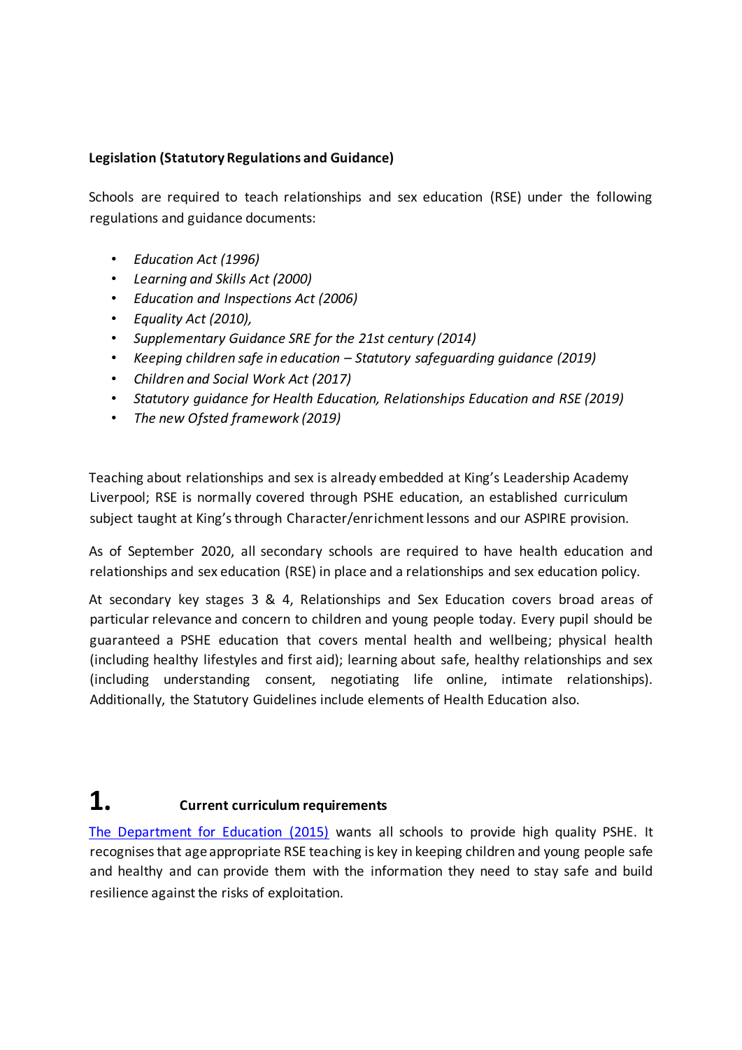**Legislation (Statutory Regulations and Guidance)**

Schools are required to teach relationships and sex education (RSE) under the following regulations and guidance documents:

- *Education Act (1996)*
- *Learning and Skills Act (2000)*
- *Education and Inspections Act (2006)*
- *Equality Act (2010),*
- *Supplementary Guidance SRE for the 21st century (2014)*
- *Keeping children safe in education – Statutory safeguarding guidance (2019)*
- *Children and Social Work Act (2017)*
- *Statutory guidance for Health Education, Relationships Education and RSE (2019)*
- *The new Ofsted framework (2019)*

Teaching about relationships and sex is already embedded at King's Leadership Academy Liverpool; RSE is normally covered through PSHE education, an established curriculum subject taught at King's through Character/enrichment lessons and our ASPIRE provision.

As of September 2020, all secondary schools are required to have health education and relationships and sex education (RSE) in place and a relationships and sex education policy.

At secondary key stages 3 & 4, Relationships and Sex Education covers broad areas of particular relevance and concern to children and young people today. Every pupil should be guaranteed a PSHE education that covers mental health and wellbeing; physical health (including healthy lifestyles and first aid); learning about safe, healthy relationships and sex (including understanding consent, negotiating life online, intimate relationships). Additionally, the Statutory Guidelines include elements of Health Education also.

## 1. Current curriculum requirements

The Department for Education (2015) wants all schools to provide high quality PSHE. It recognises that age appropriate RSE teaching is key in keeping children and young people safe and healthy and can provide them with the information they need to stay safe and build resilience against the risks of exploitation.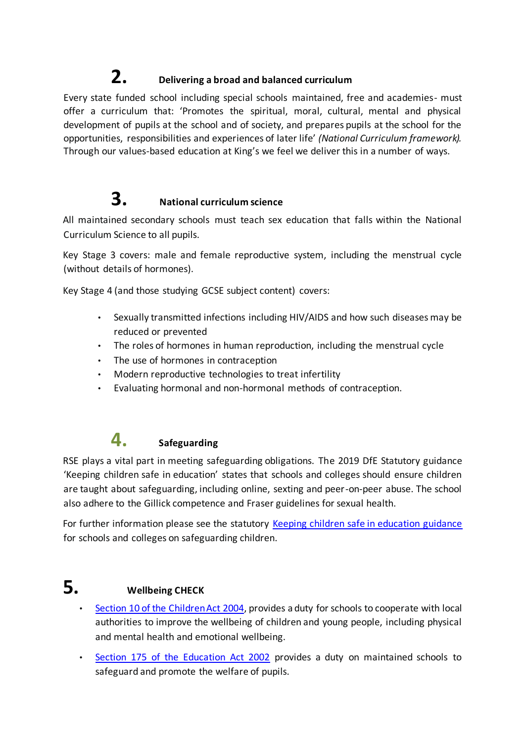## 2. Delivering a broad and balanced curriculum

Every state funded school including special schools maintained, free and academies- must offer a curriculum that: 'Promotes the spiritual, moral, cultural, mental and physical development of pupils at the school and of society, and prepares pupils at the school for the opportunities, responsibilities and experiences of later life' *(National Curriculum framework).* Through our values-based education at King's we feel we deliver this in a number of ways.

## 3. National curriculum science

All maintained secondary schools must teach sex education that falls within the National Curriculum Science to all pupils.

Key Stage 3 covers: male and female reproductive system, including the menstrual cycle (without details of hormones).

Key Stage 4 (and those studying GCSE subject content) covers:

- Sexually transmitted infections including HIV/AIDS and how such diseases may be reduced or prevented
- The roles of hormones in human reproduction, including the menstrual cycle
- The use of hormones in contraception
- Modern reproductive technologies to treat infertility
- Evaluating hormonal and non-hormonal methods of contraception.

## 4. Safeguarding

RSE plays a vital part in meeting safeguarding obligations. The 2019 DfE Statutory guidance 'Keeping children safe in education' states that schools and colleges should ensure children are taught about safeguarding, including online, sexting and peer-on-peer abuse. The school also adhere to the Gillick competence and Fraser guidelines for sexual health.

For further information please see the statutory [Keeping children safe in education guidance] for schools and colleges on safeguarding children.

## 5. Wellbeing CHECK

- [Section 10 of the Children Act 2004], provides a duty for schools to cooperate with local authorities to improve the wellbeing of children and young people, including physical and mental health and emotional wellbeing.
- [Section 175 of the Education Act 2002] provides a duty on maintained schools to safeguard and promote the welfare of pupils.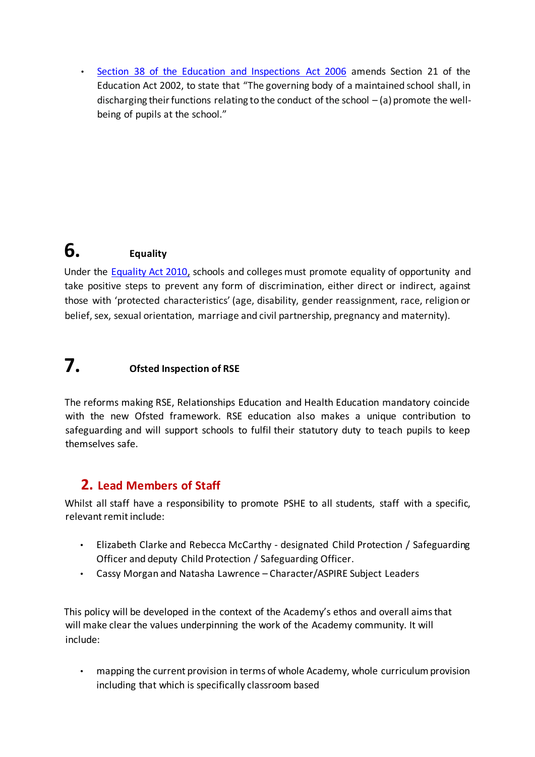- [Section 38 of the Education and Inspections Act 2006](#) amends Section 21 of the Education Act 2002, to state that "The governing body of a maintained school shall, in discharging their functions relating to the conduct of the school – (a) promote the well-being of pupils at the school."

## 6. Equality

Under the [Equality Act 2010,](#) schools and colleges must promote equality of opportunity and take positive steps to prevent any form of discrimination, either direct or indirect, against those with 'protected characteristics' (age, disability, gender reassignment, race, religion or belief, sex, sexual orientation, marriage and civil partnership, pregnancy and maternity).

## 7. Ofsted Inspection of RSE

The reforms making RSE, Relationships Education and Health Education mandatory coincide with the new Ofsted framework. RSE education also makes a unique contribution to safeguarding and will support schools to fulfil their statutory duty to teach pupils to keep themselves safe.

## 2. Lead Members of Staff

Whilst all staff have a responsibility to promote PSHE to all students, staff with a specific, relevant remit include:

- Elizabeth Clarke and Rebecca McCarthy - designated Child Protection / Safeguarding Officer and deputy Child Protection / Safeguarding Officer.
- Cassy Morgan and Natasha Lawrence – Character/ASPIRE Subject Leaders

This policy will be developed in the context of the Academy's ethos and overall aims that will make clear the values underpinning the work of the Academy community. It will include:

- mapping the current provision in terms of whole Academy, whole curriculum provision including that which is specifically classroom based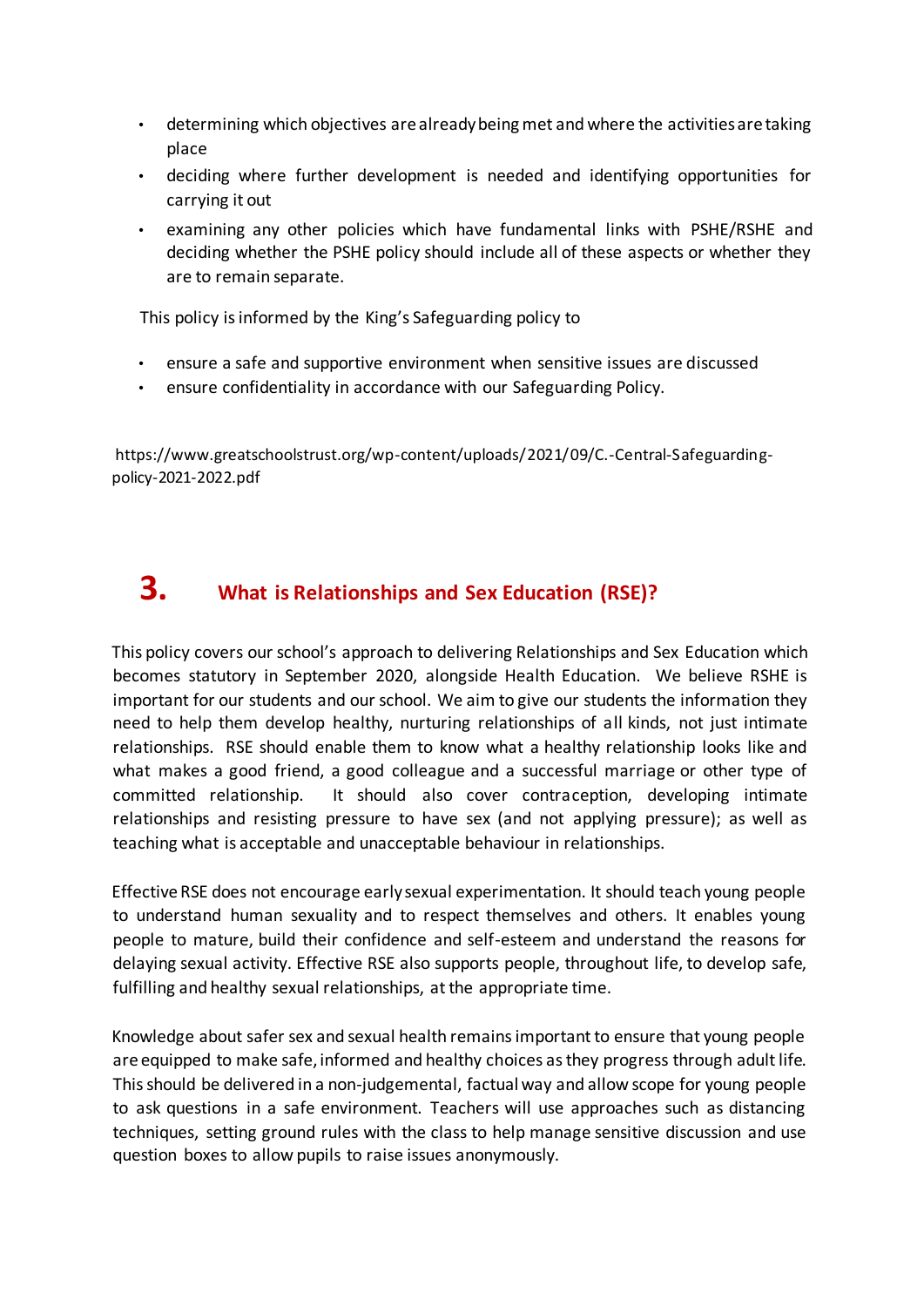- determining which objectives are already being met and where the activities are taking place
- deciding where further development is needed and identifying opportunities for carrying it out
- examining any other policies which have fundamental links with PSHE/RSHE and deciding whether the PSHE policy should include all of these aspects or whether they are to remain separate.

This policy is informed by the King's Safeguarding policy to

- ensure a safe and supportive environment when sensitive issues are discussed
- ensure confidentiality in accordance with our Safeguarding Policy.

https://www.greatschoolstrust.org/wp-content/uploads/2021/09/C.-Central-Safeguarding-policy-2021-2022.pdf

## 3. What is Relationships and Sex Education (RSE)?

This policy covers our school's approach to delivering Relationships and Sex Education which becomes statutory in September 2020, alongside Health Education. We believe RSHE is important for our students and our school. We aim to give our students the information they need to help them develop healthy, nurturing relationships of all kinds, not just intimate relationships. RSE should enable them to know what a healthy relationship looks like and what makes a good friend, a good colleague and a successful marriage or other type of committed relationship. It should also cover contraception, developing intimate relationships and resisting pressure to have sex (and not applying pressure); as well as teaching what is acceptable and unacceptable behaviour in relationships.

Effective RSE does not encourage early sexual experimentation. It should teach young people to understand human sexuality and to respect themselves and others. It enables young people to mature, build their confidence and self-esteem and understand the reasons for delaying sexual activity. Effective RSE also supports people, throughout life, to develop safe, fulfilling and healthy sexual relationships, at the appropriate time.

Knowledge about safer sex and sexual health remains important to ensure that young people are equipped to make safe, informed and healthy choices as they progress through adult life. This should be delivered in a non-judgemental, factual way and allow scope for young people to ask questions in a safe environment. Teachers will use approaches such as distancing techniques, setting ground rules with the class to help manage sensitive discussion and use question boxes to allow pupils to raise issues anonymously.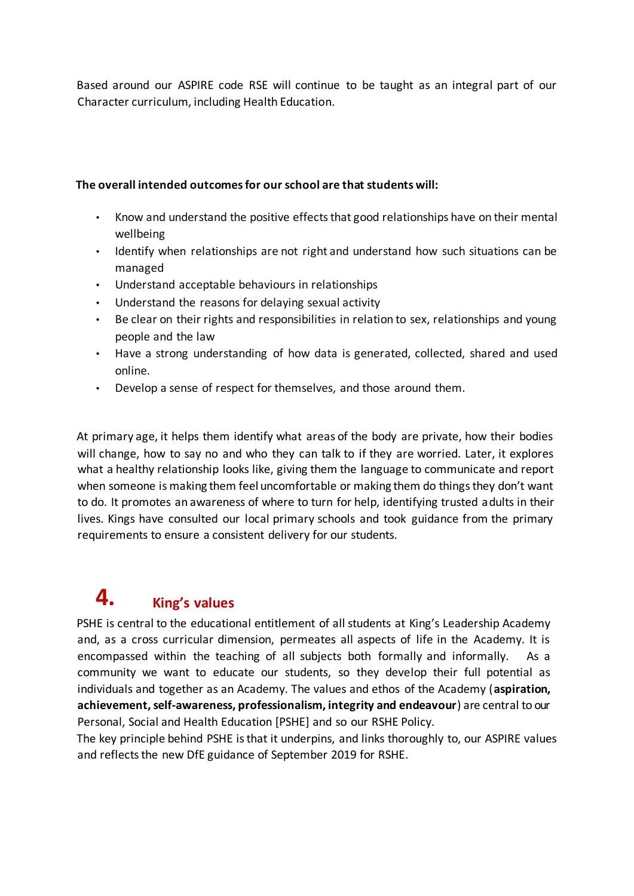Based around our ASPIRE code RSE will continue to be taught as an integral part of our Character curriculum, including Health Education.

**The overall intended outcomes for our school are that students will:**

- Know and understand the positive effects that good relationships have on their mental wellbeing
- Identify when relationships are not right and understand how such situations can be managed
- Understand acceptable behaviours in relationships
- Understand the reasons for delaying sexual activity
- Be clear on their rights and responsibilities in relation to sex, relationships and young people and the law
- Have a strong understanding of how data is generated, collected, shared and used online.
- Develop a sense of respect for themselves, and those around them.

At primary age, it helps them identify what areas of the body are private, how their bodies will change, how to say no and who they can talk to if they are worried. Later, it explores what a healthy relationship looks like, giving them the language to communicate and report when someone is making them feel uncomfortable or making them do things they don't want to do. It promotes an awareness of where to turn for help, identifying trusted adults in their lives. Kings have consulted our local primary schools and took guidance from the primary requirements to ensure a consistent delivery for our students.

## 4. King's values

PSHE is central to the educational entitlement of all students at King's Leadership Academy and, as a cross curricular dimension, permeates all aspects of life in the Academy. It is encompassed within the teaching of all subjects both formally and informally. As a community we want to educate our students, so they develop their full potential as individuals and together as an Academy. The values and ethos of the Academy (**aspiration, achievement, self-awareness, professionalism, integrity and endeavour**) are central to our Personal, Social and Health Education [PSHE] and so our RSHE Policy.

The key principle behind PSHE is that it underpins, and links thoroughly to, our ASPIRE values and reflects the new DfE guidance of September 2019 for RSHE.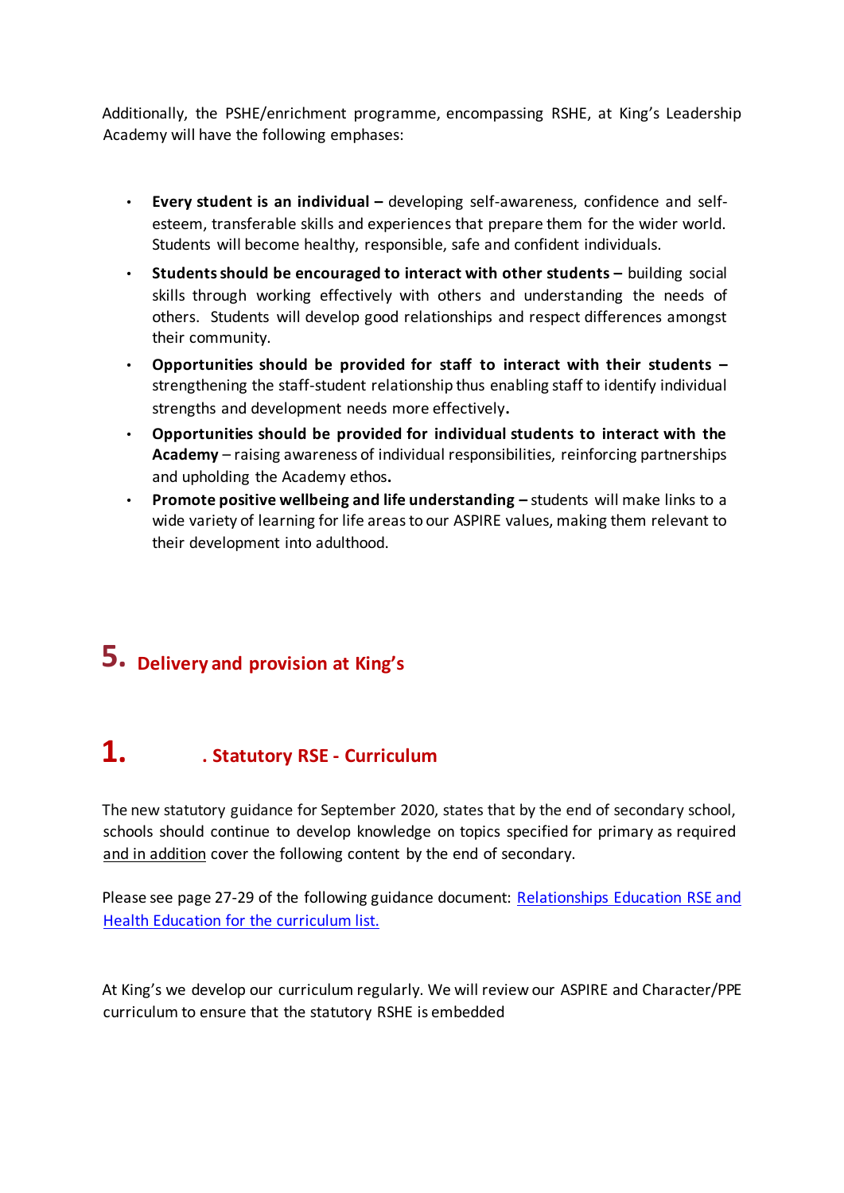Additionally, the PSHE/enrichment programme, encompassing RSHE, at King's Leadership Academy will have the following emphases:

- **Every student is an individual –** developing self-awareness, confidence and self-esteem, transferable skills and experiences that prepare them for the wider world. Students will become healthy, responsible, safe and confident individuals.
- **Students should be encouraged to interact with other students –** building social skills through working effectively with others and understanding the needs of others. Students will develop good relationships and respect differences amongst their community.
- **Opportunities should be provided for staff to interact with their students –** strengthening the staff-student relationship thus enabling staff to identify individual strengths and development needs more effectively**.**
- **Opportunities should be provided for individual students to interact with the Academy** – raising awareness of individual responsibilities, reinforcing partnerships and upholding the Academy ethos**.**
- **Promote positive wellbeing and life understanding –** students will make links to a wide variety of learning for life areas to our ASPIRE values, making them relevant to their development into adulthood.

## 5. Delivery and provision at King's

## 1. . Statutory RSE - Curriculum

The new statutory guidance for September 2020, states that by the end of secondary school, schools should continue to develop knowledge on topics specified for primary as required and in addition cover the following content by the end of secondary.

Please see page 27-29 of the following guidance document: [Relationships Education RSE and Health Education for the curriculum list.]()

At King's we develop our curriculum regularly. We will review our ASPIRE and Character/PPE curriculum to ensure that the statutory RSHE is embedded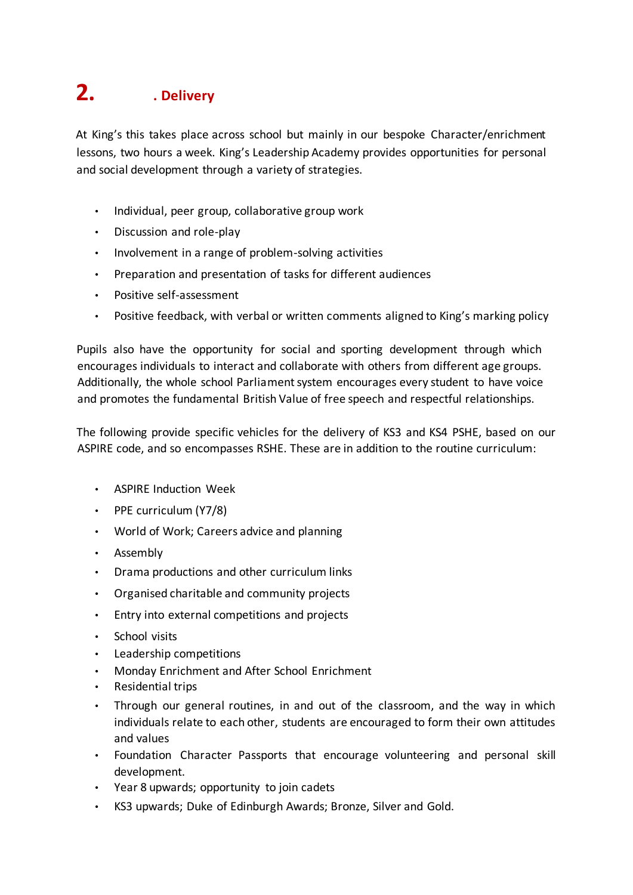## 2. . Delivery

At King's this takes place across school but mainly in our bespoke Character/enrichment lessons, two hours a week. King's Leadership Academy provides opportunities for personal and social development through a variety of strategies.

- Individual, peer group, collaborative group work
- Discussion and role-play
- Involvement in a range of problem-solving activities
- Preparation and presentation of tasks for different audiences
- Positive self-assessment
- Positive feedback, with verbal or written comments aligned to King's marking policy

Pupils also have the opportunity for social and sporting development through which encourages individuals to interact and collaborate with others from different age groups. Additionally, the whole school Parliament system encourages every student to have voice and promotes the fundamental British Value of free speech and respectful relationships.

The following provide specific vehicles for the delivery of KS3 and KS4 PSHE, based on our ASPIRE code, and so encompasses RSHE. These are in addition to the routine curriculum:

- ASPIRE Induction Week
- PPE curriculum (Y7/8)
- World of Work; Careers advice and planning
- Assembly
- Drama productions and other curriculum links
- Organised charitable and community projects
- Entry into external competitions and projects
- School visits
- Leadership competitions
- Monday Enrichment and After School Enrichment
- Residential trips
- Through our general routines, in and out of the classroom, and the way in which individuals relate to each other, students are encouraged to form their own attitudes and values
- Foundation Character Passports that encourage volunteering and personal skill development.
- Year 8 upwards; opportunity to join cadets
- KS3 upwards; Duke of Edinburgh Awards; Bronze, Silver and Gold.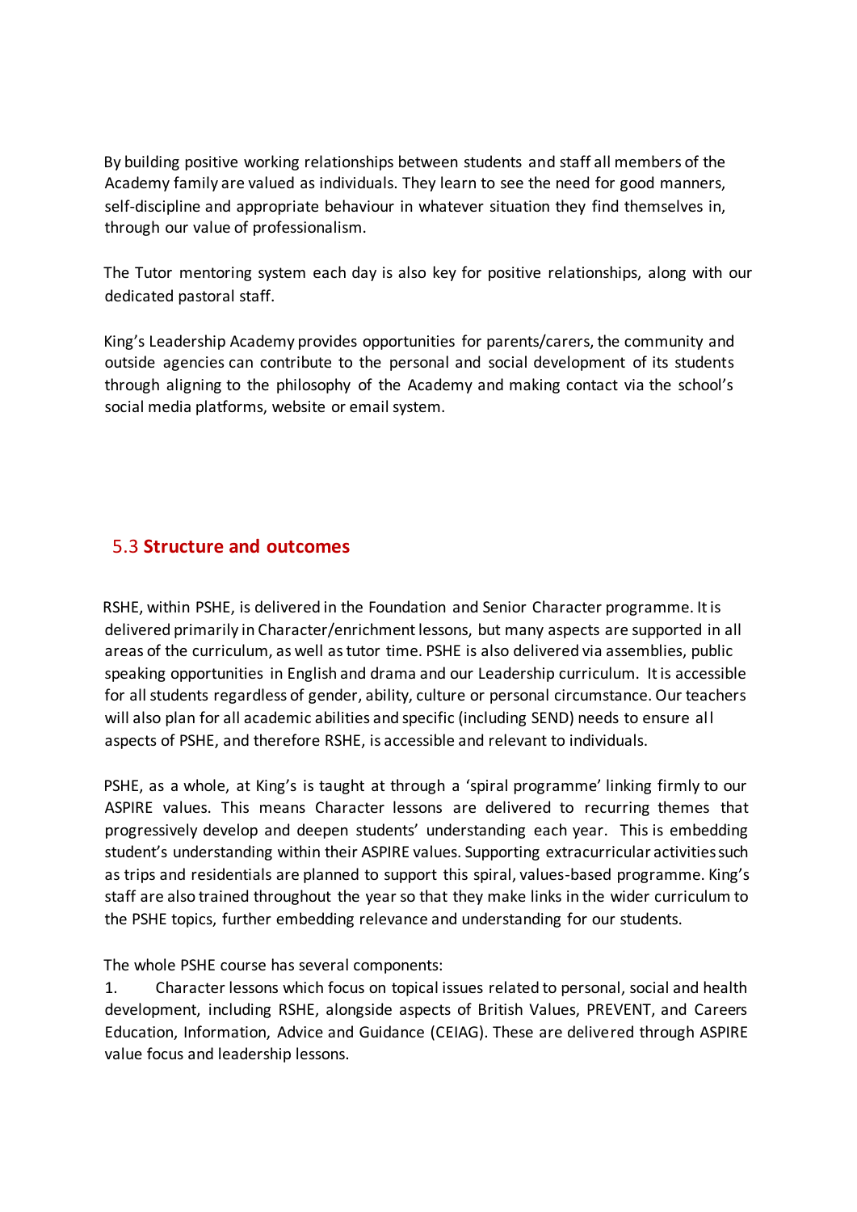By building positive working relationships between students and staff all members of the Academy family are valued as individuals. They learn to see the need for good manners, self-discipline and appropriate behaviour in whatever situation they find themselves in, through our value of professionalism.

The Tutor mentoring system each day is also key for positive relationships, along with our dedicated pastoral staff.

King's Leadership Academy provides opportunities for parents/carers, the community and outside agencies can contribute to the personal and social development of its students through aligning to the philosophy of the Academy and making contact via the school's social media platforms, website or email system.

## 5.3 **Structure and outcomes**

RSHE, within PSHE, is delivered in the Foundation and Senior Character programme. It is delivered primarily in Character/enrichment lessons, but many aspects are supported in all areas of the curriculum, as well as tutor time. PSHE is also delivered via assemblies, public speaking opportunities in English and drama and our Leadership curriculum. It is accessible for all students regardless of gender, ability, culture or personal circumstance. Our teachers will also plan for all academic abilities and specific (including SEND) needs to ensure all aspects of PSHE, and therefore RSHE, is accessible and relevant to individuals.

PSHE, as a whole, at King's is taught at through a 'spiral programme' linking firmly to our ASPIRE values. This means Character lessons are delivered to recurring themes that progressively develop and deepen students' understanding each year. This is embedding student's understanding within their ASPIRE values. Supporting extracurricular activities such as trips and residentials are planned to support this spiral, values-based programme. King's staff are also trained throughout the year so that they make links in the wider curriculum to the PSHE topics, further embedding relevance and understanding for our students.

The whole PSHE course has several components:

1. Character lessons which focus on topical issues related to personal, social and health development, including RSHE, alongside aspects of British Values, PREVENT, and Careers Education, Information, Advice and Guidance (CEIAG). These are delivered through ASPIRE value focus and leadership lessons.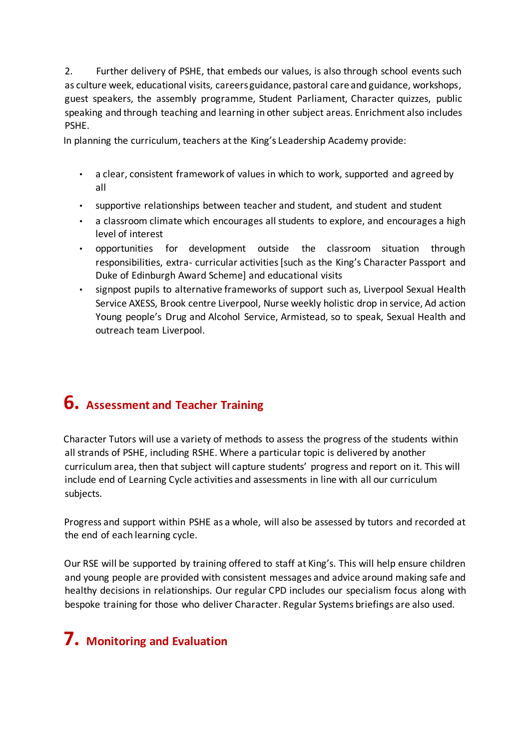2. Further delivery of PSHE, that embeds our values, is also through school events such as culture week, educational visits, careers guidance, pastoral care and guidance, workshops, guest speakers, the assembly programme, Student Parliament, Character quizzes, public speaking and through teaching and learning in other subject areas. Enrichment also includes PSHE.

In planning the curriculum, teachers at the King's Leadership Academy provide:

- a clear, consistent framework of values in which to work, supported and agreed by all
- supportive relationships between teacher and student, and student and student
- a classroom climate which encourages all students to explore, and encourages a high level of interest
- opportunities for development outside the classroom situation through responsibilities, extra- curricular activities [such as the King's Character Passport and Duke of Edinburgh Award Scheme] and educational visits
- signpost pupils to alternative frameworks of support such as, Liverpool Sexual Health Service AXESS, Brook centre Liverpool, Nurse weekly holistic drop in service, Ad action Young people's Drug and Alcohol Service, Armistead, so to speak, Sexual Health and outreach team Liverpool.

## 6. Assessment and Teacher Training

Character Tutors will use a variety of methods to assess the progress of the students within all strands of PSHE, including RSHE. Where a particular topic is delivered by another curriculum area, then that subject will capture students' progress and report on it. This will include end of Learning Cycle activities and assessments in line with all our curriculum subjects.

Progress and support within PSHE as a whole, will also be assessed by tutors and recorded at the end of each learning cycle.

Our RSE will be supported by training offered to staff at King's. This will help ensure children and young people are provided with consistent messages and advice around making safe and healthy decisions in relationships. Our regular CPD includes our specialism focus along with bespoke training for those who deliver Character. Regular Systems briefings are also used.

## 7. Monitoring and Evaluation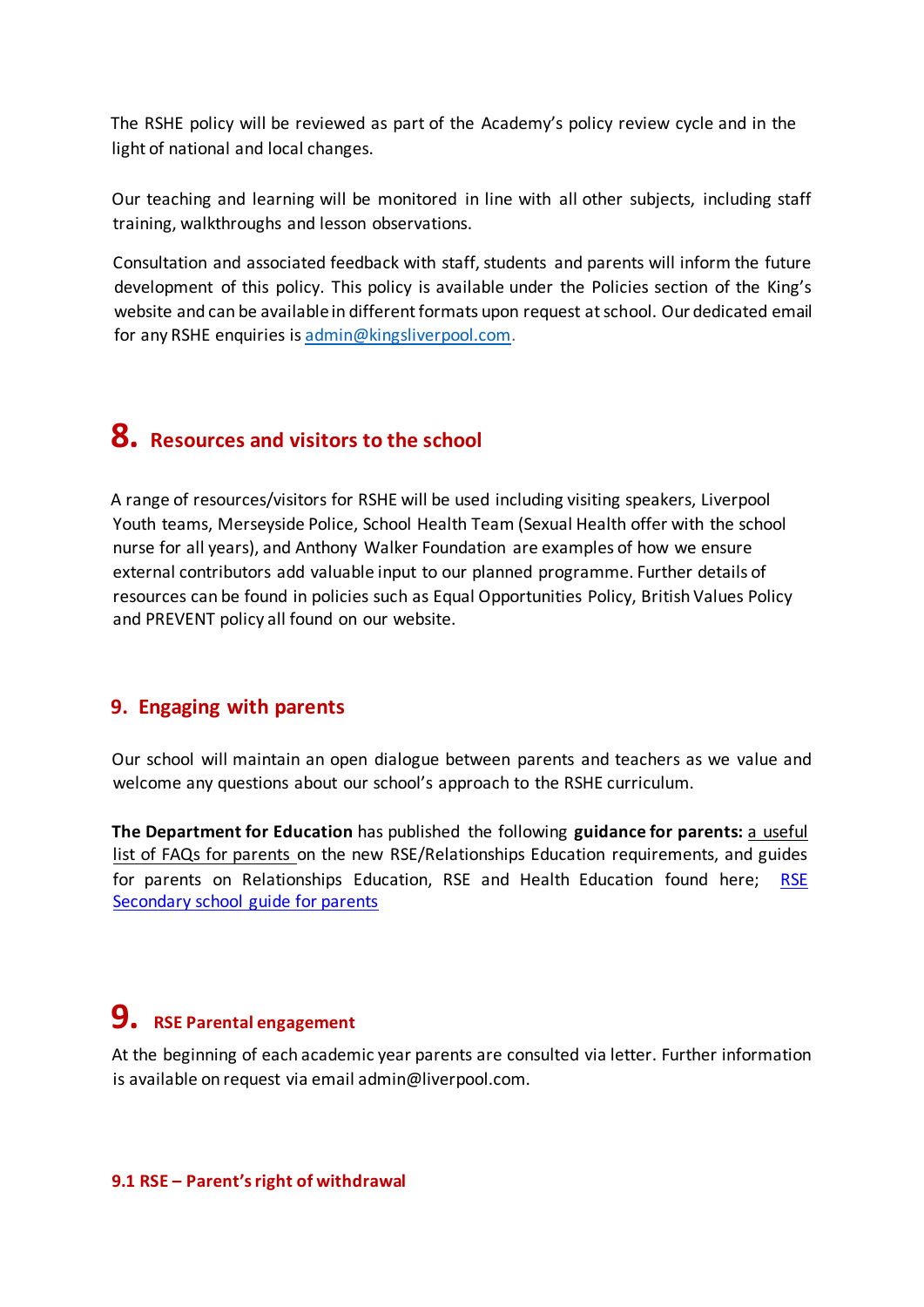The RSHE policy will be reviewed as part of the Academy's policy review cycle and in the light of national and local changes.

Our teaching and learning will be monitored in line with all other subjects, including staff training, walkthroughs and lesson observations.

Consultation and associated feedback with staff, students and parents will inform the future development of this policy. This policy is available under the Policies section of the King's website and can be available in different formats upon request at school. Our dedicated email for any RSHE enquiries is admin@kingsliverpool.com.

## 8. Resources and visitors to the school

A range of resources/visitors for RSHE will be used including visiting speakers, Liverpool Youth teams, Merseyside Police, School Health Team (Sexual Health offer with the school nurse for all years), and Anthony Walker Foundation are examples of how we ensure external contributors add valuable input to our planned programme. Further details of resources can be found in policies such as Equal Opportunities Policy, British Values Policy and PREVENT policy all found on our website.

## 9. Engaging with parents

Our school will maintain an open dialogue between parents and teachers as we value and welcome any questions about our school's approach to the RSHE curriculum.

**The Department for Education** has published the following **guidance for parents:** a useful list of FAQs for parents on the new RSE/Relationships Education requirements, and guides for parents on Relationships Education, RSE and Health Education found here; RSE Secondary school guide for parents

## 9. RSE Parental engagement

At the beginning of each academic year parents are consulted via letter. Further information is available on request via email admin@liverpool.com.

### 9.1 RSE – Parent's right of withdrawal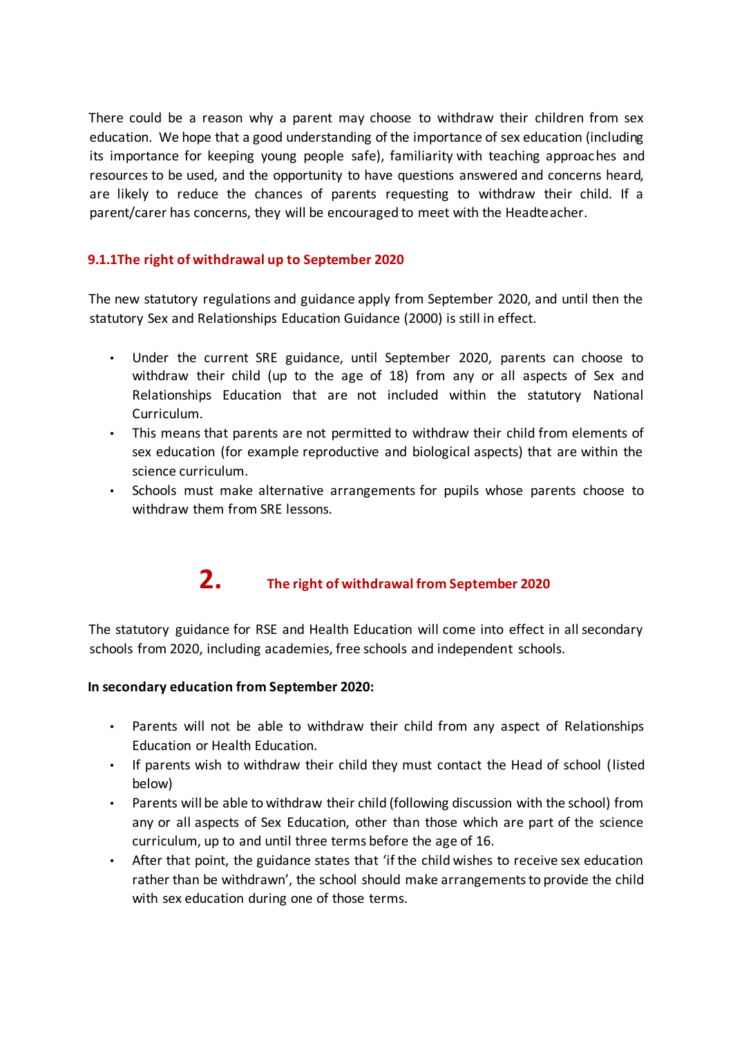There could be a reason why a parent may choose to withdraw their children from sex education. We hope that a good understanding of the importance of sex education (including its importance for keeping young people safe), familiarity with teaching approaches and resources to be used, and the opportunity to have questions answered and concerns heard, are likely to reduce the chances of parents requesting to withdraw their child. If a parent/carer has concerns, they will be encouraged to meet with the Headteacher.

### 9.1.1The right of withdrawal up to September 2020

The new statutory regulations and guidance apply from September 2020, and until then the statutory Sex and Relationships Education Guidance (2000) is still in effect.

- Under the current SRE guidance, until September 2020, parents can choose to withdraw their child (up to the age of 18) from any or all aspects of Sex and Relationships Education that are not included within the statutory National Curriculum.
- This means that parents are not permitted to withdraw their child from elements of sex education (for example reproductive and biological aspects) that are within the science curriculum.
- Schools must make alternative arrangements for pupils whose parents choose to withdraw them from SRE lessons.

## 2. The right of withdrawal from September 2020

The statutory guidance for RSE and Health Education will come into effect in all secondary schools from 2020, including academies, free schools and independent schools.

**In secondary education from September 2020:**

- Parents will not be able to withdraw their child from any aspect of Relationships Education or Health Education.
- If parents wish to withdraw their child they must contact the Head of school (listed below)
- Parents will be able to withdraw their child (following discussion with the school) from any or all aspects of Sex Education, other than those which are part of the science curriculum, up to and until three terms before the age of 16.
- After that point, the guidance states that 'if the child wishes to receive sex education rather than be withdrawn', the school should make arrangements to provide the child with sex education during one of those terms.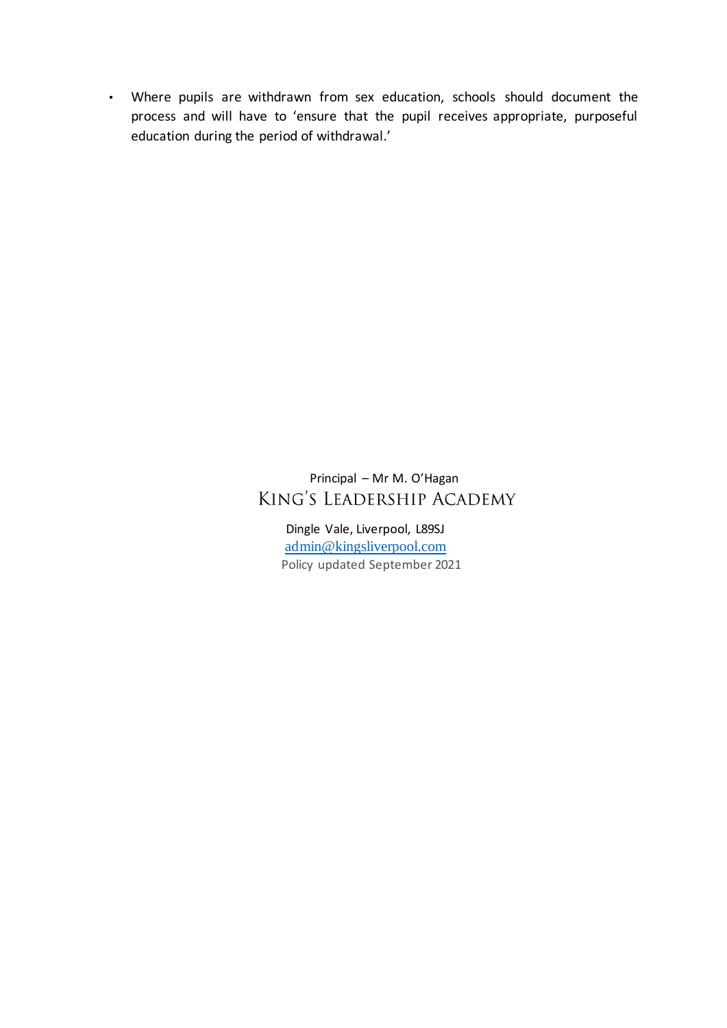- Where pupils are withdrawn from sex education, schools should document the process and will have to 'ensure that the pupil receives appropriate, purposeful education during the period of withdrawal.'

Principal – Mr M. O'Hagan

KING'S LEADERSHIP ACADEMY

Dingle Vale, Liverpool, L89SJ

admin@kingsliverpool.com

Policy updated September 2021